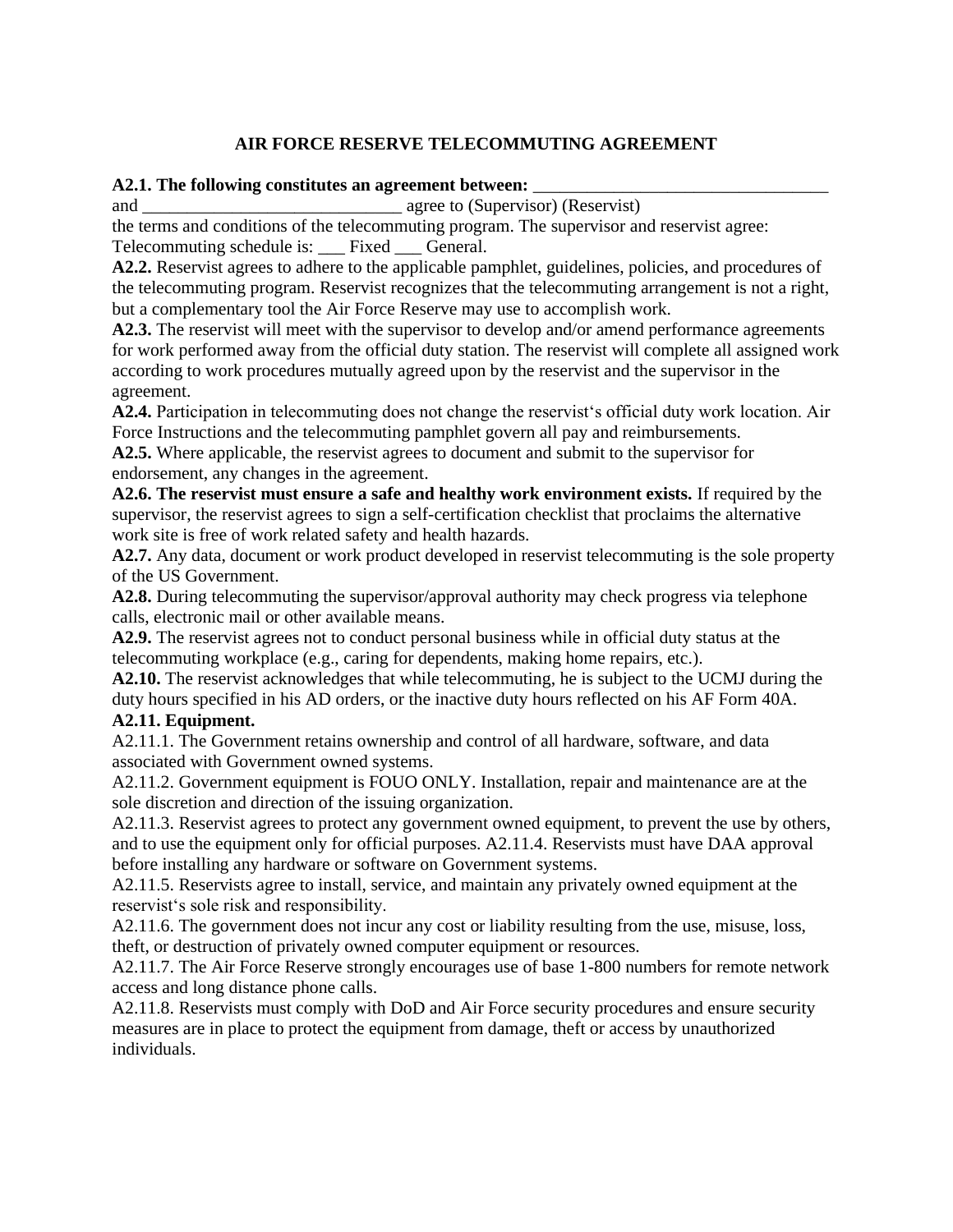**AIR FORCE RESERVE TELECOMMUTING AGREEMENT**

**A2.1. The following constitutes an agreement between:** _________________________________ and _____________________________ agree to (Supervisor) (Reservist) the terms and conditions of the telecommuting program. The supervisor and reservist agree: Telecommuting schedule is: ___ Fixed ___ General.

**A2.2.** Reservist agrees to adhere to the applicable pamphlet, guidelines, policies, and procedures of the telecommuting program. Reservist recognizes that the telecommuting arrangement is not a right, but a complementary tool the Air Force Reserve may use to accomplish work.

**A2.3.** The reservist will meet with the supervisor to develop and/or amend performance agreements for work performed away from the official duty station. The reservist will complete all assigned work according to work procedures mutually agreed upon by the reservist and the supervisor in the agreement.

**A2.4.** Participation in telecommuting does not change the reservist's official duty work location. Air Force Instructions and the telecommuting pamphlet govern all pay and reimbursements.

**A2.5.** Where applicable, the reservist agrees to document and submit to the supervisor for endorsement, any changes in the agreement.

**A2.6. The reservist must ensure a safe and healthy work environment exists.** If required by the supervisor, the reservist agrees to sign a self-certification checklist that proclaims the alternative work site is free of work related safety and health hazards.

**A2.7.** Any data, document or work product developed in reservist telecommuting is the sole property of the US Government.

**A2.8.** During telecommuting the supervisor/approval authority may check progress via telephone calls, electronic mail or other available means.

**A2.9.** The reservist agrees not to conduct personal business while in official duty status at the telecommuting workplace (e.g., caring for dependents, making home repairs, etc.).

**A2.10.** The reservist acknowledges that while telecommuting, he is subject to the UCMJ during the duty hours specified in his AD orders, or the inactive duty hours reflected on his AF Form 40A.

**A2.11. Equipment.**

A2.11.1. The Government retains ownership and control of all hardware, software, and data associated with Government owned systems.

A2.11.2. Government equipment is FOUO ONLY. Installation, repair and maintenance are at the sole discretion and direction of the issuing organization.

A2.11.3. Reservist agrees to protect any government owned equipment, to prevent the use by others, and to use the equipment only for official purposes. A2.11.4. Reservists must have DAA approval before installing any hardware or software on Government systems.

A2.11.5. Reservists agree to install, service, and maintain any privately owned equipment at the reservist's sole risk and responsibility.

A2.11.6. The government does not incur any cost or liability resulting from the use, misuse, loss, theft, or destruction of privately owned computer equipment or resources.

A2.11.7. The Air Force Reserve strongly encourages use of base 1-800 numbers for remote network access and long distance phone calls.

A2.11.8. Reservists must comply with DoD and Air Force security procedures and ensure security measures are in place to protect the equipment from damage, theft or access by unauthorized individuals.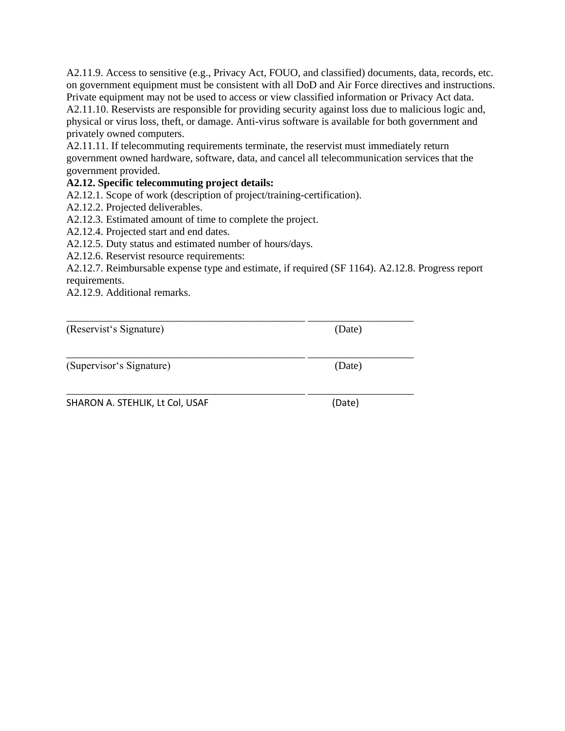A2.11.9. Access to sensitive (e.g., Privacy Act, FOUO, and classified) documents, data, records, etc. on government equipment must be consistent with all DoD and Air Force directives and instructions. Private equipment may not be used to access or view classified information or Privacy Act data.
A2.11.10. Reservists are responsible for providing security against loss due to malicious logic and, physical or virus loss, theft, or damage. Anti-virus software is available for both government and privately owned computers.
A2.11.11. If telecommuting requirements terminate, the reservist must immediately return government owned hardware, software, data, and cancel all telecommunication services that the government provided.

**A2.12. Specific telecommuting project details:**

A2.12.1. Scope of work (description of project/training-certification).
A2.12.2. Projected deliverables.
A2.12.3. Estimated amount of time to complete the project.
A2.12.4. Projected start and end dates.
A2.12.5. Duty status and estimated number of hours/days.
A2.12.6. Reservist resource requirements:
A2.12.7. Reimbursable expense type and estimate, if required (SF 1164). A2.12.8. Progress report requirements.
A2.12.9. Additional remarks.

_______________________________________________ ____________________
(Reservist's Signature) (Date)

_______________________________________________ ____________________
(Supervisor's Signature) (Date)

_______________________________________________ ____________________
SHARON A. STEHLIK, Lt Col, USAF (Date)